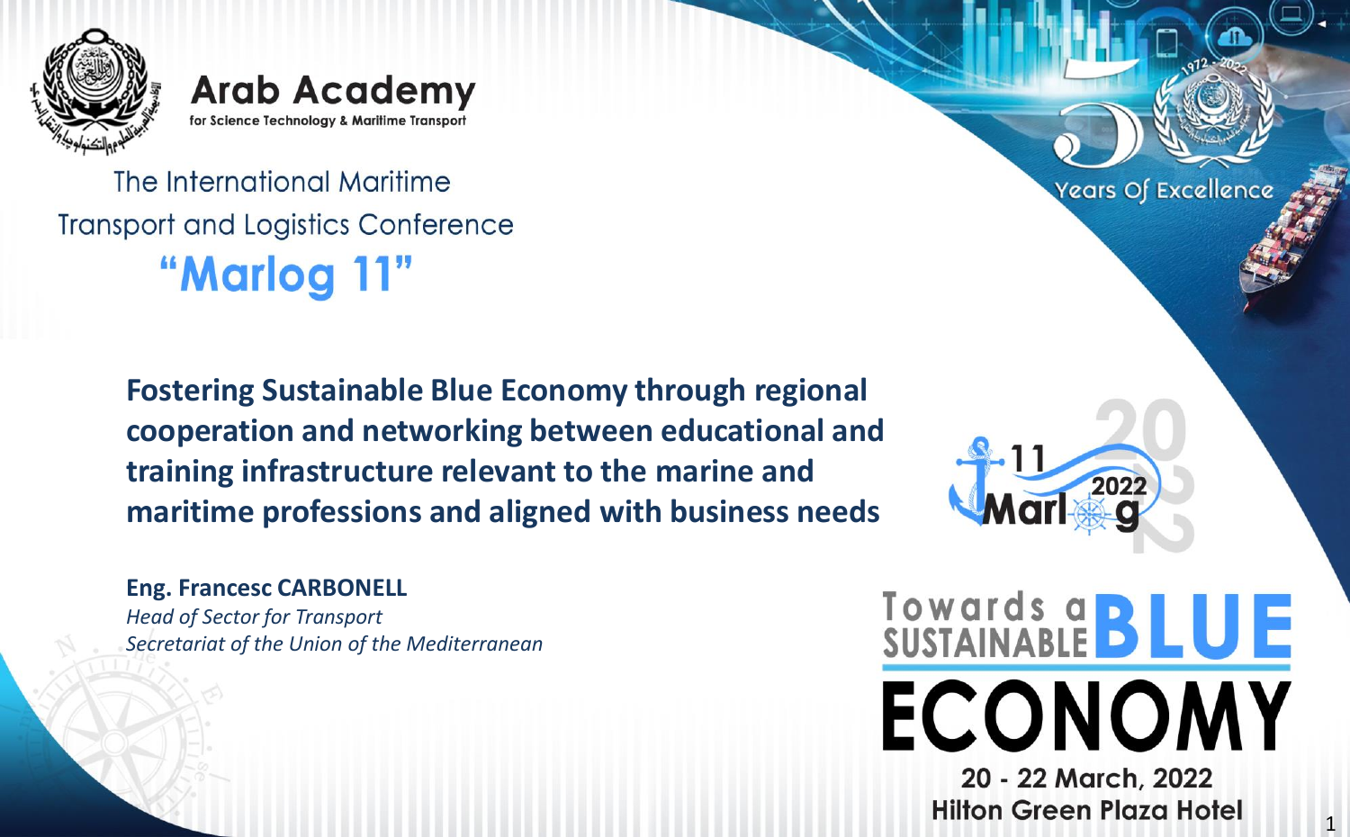# Arab Academy

for Science Technology & Maritime Transport

The International Maritime Transport and Logistics Conference

## "Marlog 11"

Years Of Excellence

**Fostering Sustainable Blue Economy through regional cooperation and networking between educational and training infrastructure relevant to the marine and maritime professions and aligned with business needs**

**Eng. Francesc CARBONELL**
*Head of Sector for Transport*
*Secretariat of the Union of the Mediterranean*

11 Marlog 2022

Towards a SUSTAINABLE BLUE ECONOMY

20 - 22 March, 2022
Hilton Green Plaza Hotel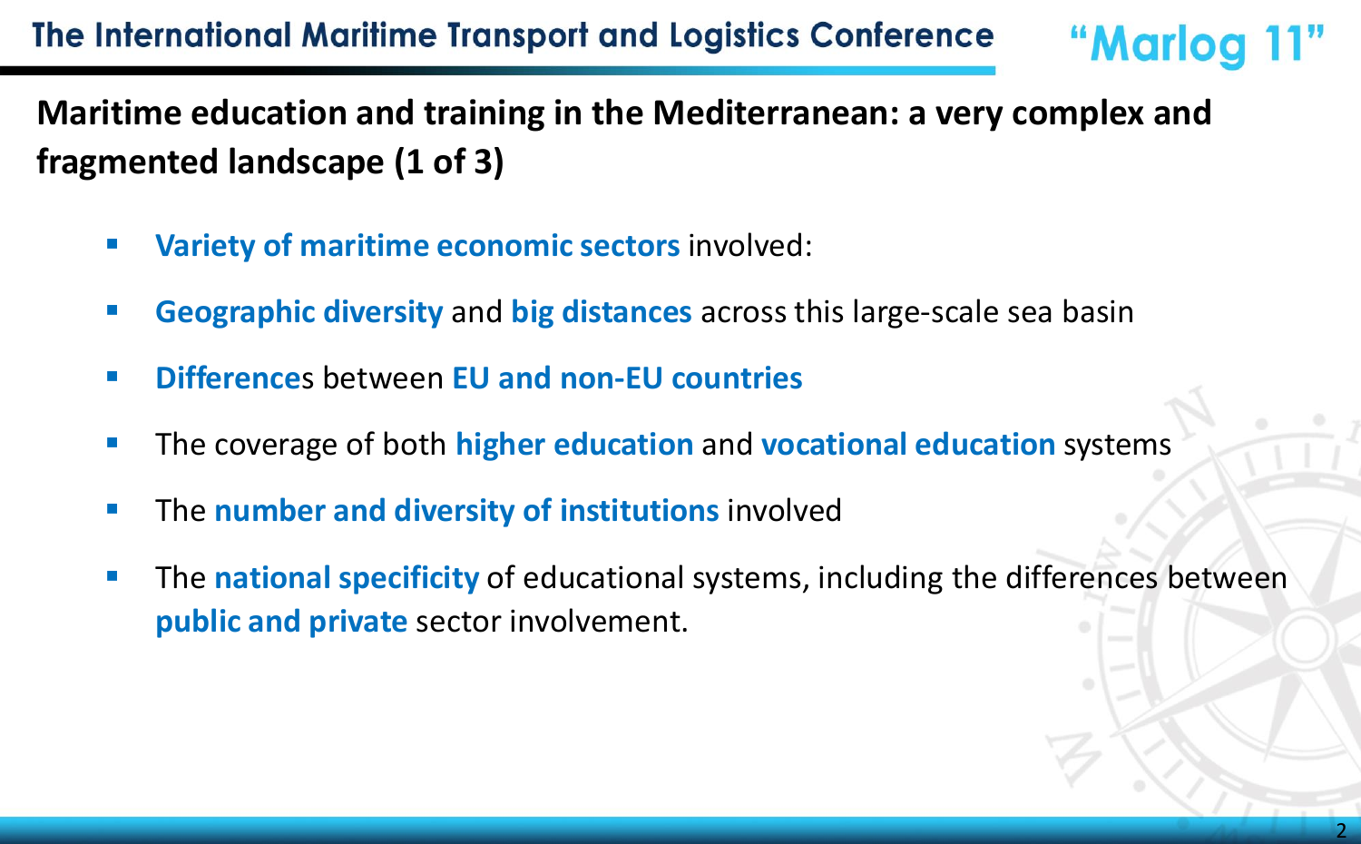## Maritime education and training in the Mediterranean: a very complex and fragmented landscape (1 of 3)

- **Variety of maritime economic sectors** involved:
- **Geographic diversity** and **big distances** across this large-scale sea basin
- **Difference**s between **EU and non-EU countries**
- The coverage of both **higher education** and **vocational education** systems
- The **number and diversity of institutions** involved
- The **national specificity** of educational systems, including the differences between **public and private** sector involvement.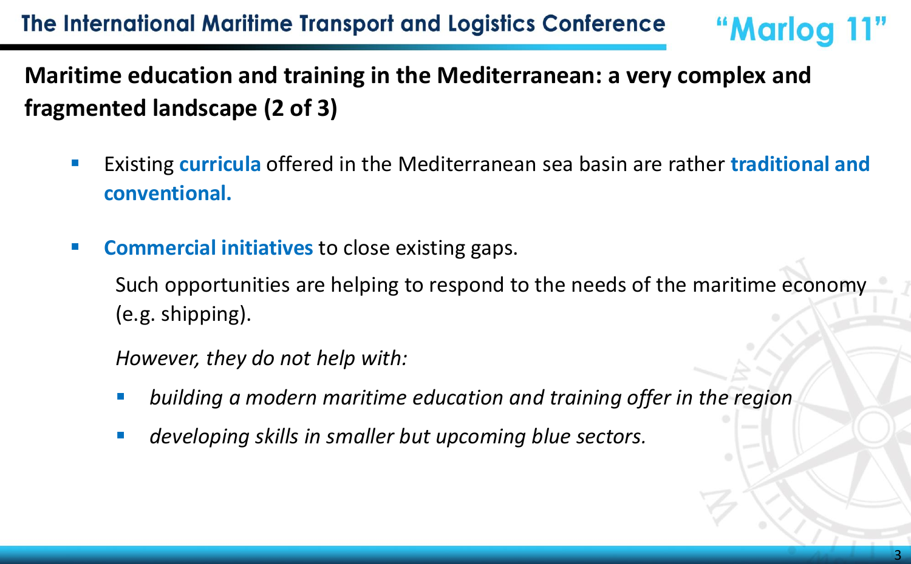## Maritime education and training in the Mediterranean: a very complex and fragmented landscape (2 of 3)

- Existing **curricula** offered in the Mediterranean sea basin are rather **traditional and conventional.**

- **Commercial initiatives** to close existing gaps.

  Such opportunities are helping to respond to the needs of the maritime economy (e.g. shipping).

  *However, they do not help with:*

  - *building a modern maritime education and training offer in the region*
  - *developing skills in smaller but upcoming blue sectors.*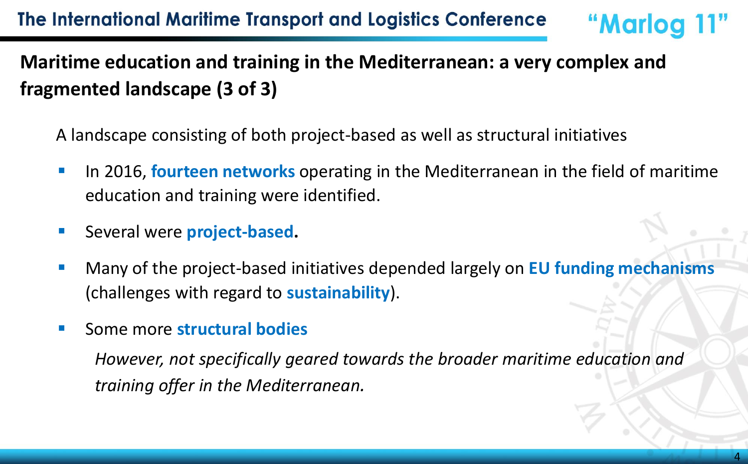## Maritime education and training in the Mediterranean: a very complex and fragmented landscape (3 of 3)

A landscape consisting of both project-based as well as structural initiatives

- In 2016, **fourteen networks** operating in the Mediterranean in the field of maritime education and training were identified.
- Several were **project-based.**
- Many of the project-based initiatives depended largely on **EU funding mechanisms** (challenges with regard to **sustainability**).
- Some more **structural bodies**

  *However, not specifically geared towards the broader maritime education and training offer in the Mediterranean.*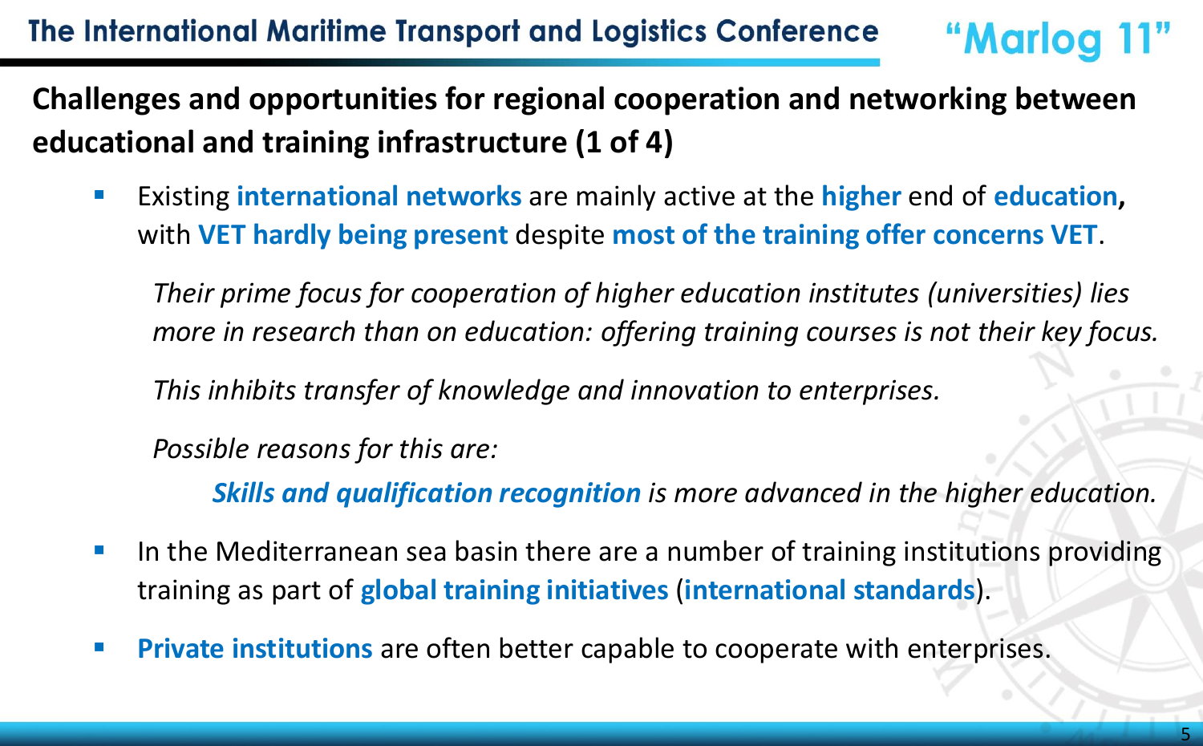## Challenges and opportunities for regional cooperation and networking between educational and training infrastructure (1 of 4)

- Existing **international networks** are mainly active at the **higher** end of **education,** with **VET hardly being present** despite **most of the training offer concerns VET**.

  *Their prime focus for cooperation of higher education institutes (universities) lies more in research than on education: offering training courses is not their key focus.*

  *This inhibits transfer of knowledge and innovation to enterprises.*

  *Possible reasons for this are:*

  > ***Skills and qualification recognition*** *is more advanced in the higher education.*

- In the Mediterranean sea basin there are a number of training institutions providing training as part of **global training initiatives** (**international standards**).
- **Private institutions** are often better capable to cooperate with enterprises.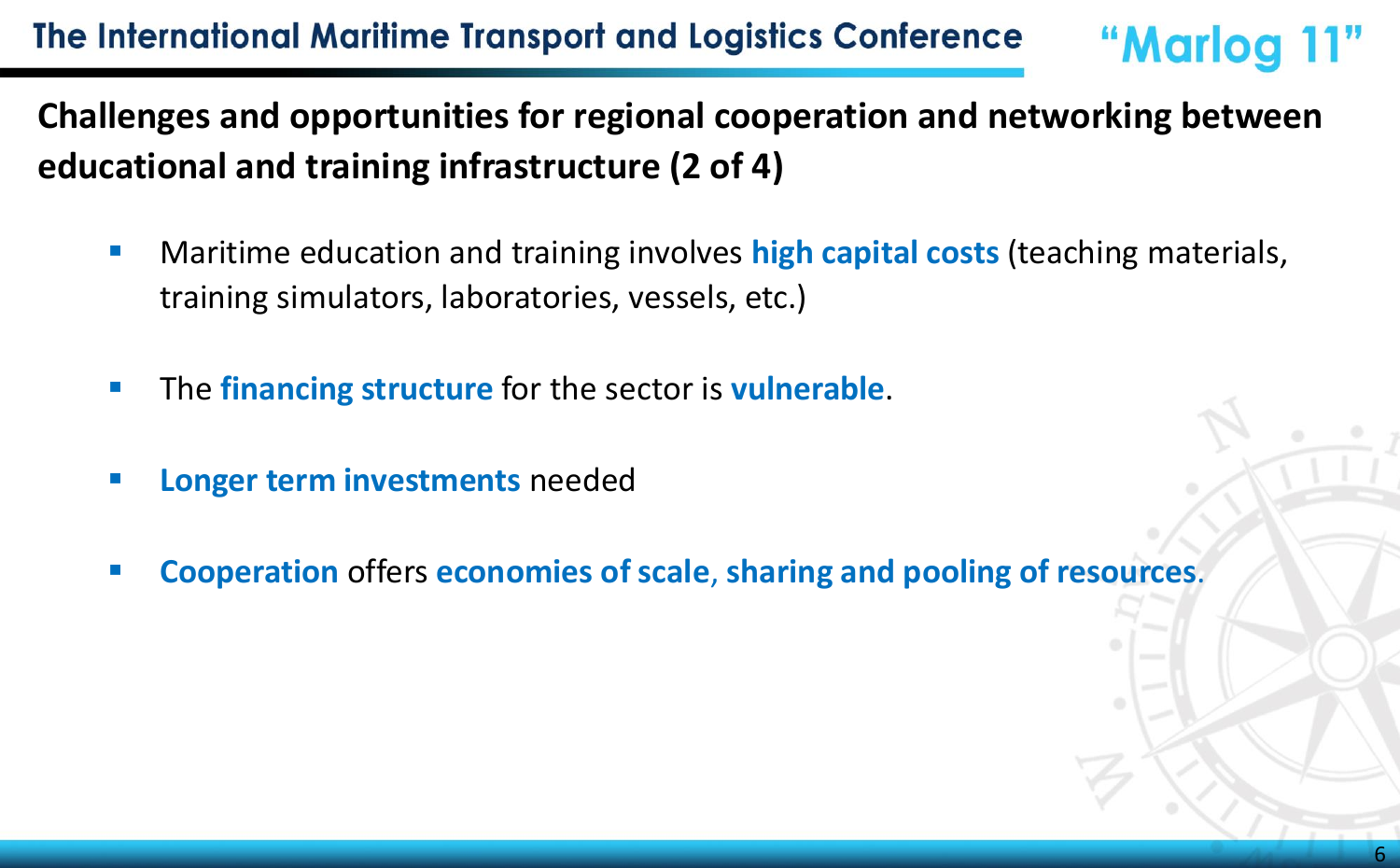## Challenges and opportunities for regional cooperation and networking between educational and training infrastructure (2 of 4)

- Maritime education and training involves **high capital costs** (teaching materials, training simulators, laboratories, vessels, etc.)
- The **financing structure** for the sector is **vulnerable**.
- **Longer term investments** needed
- **Cooperation** offers **economies of scale**, **sharing and pooling of resources**.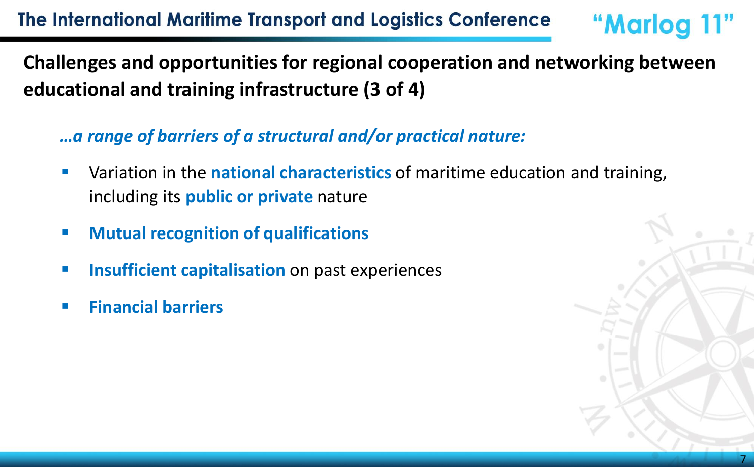## Challenges and opportunities for regional cooperation and networking between educational and training infrastructure (3 of 4)

***…a range of barriers of a structural and/or practical nature:***

- Variation in the **national characteristics** of maritime education and training, including its **public or private** nature
- **Mutual recognition of qualifications**
- **Insufficient capitalisation** on past experiences
- **Financial barriers**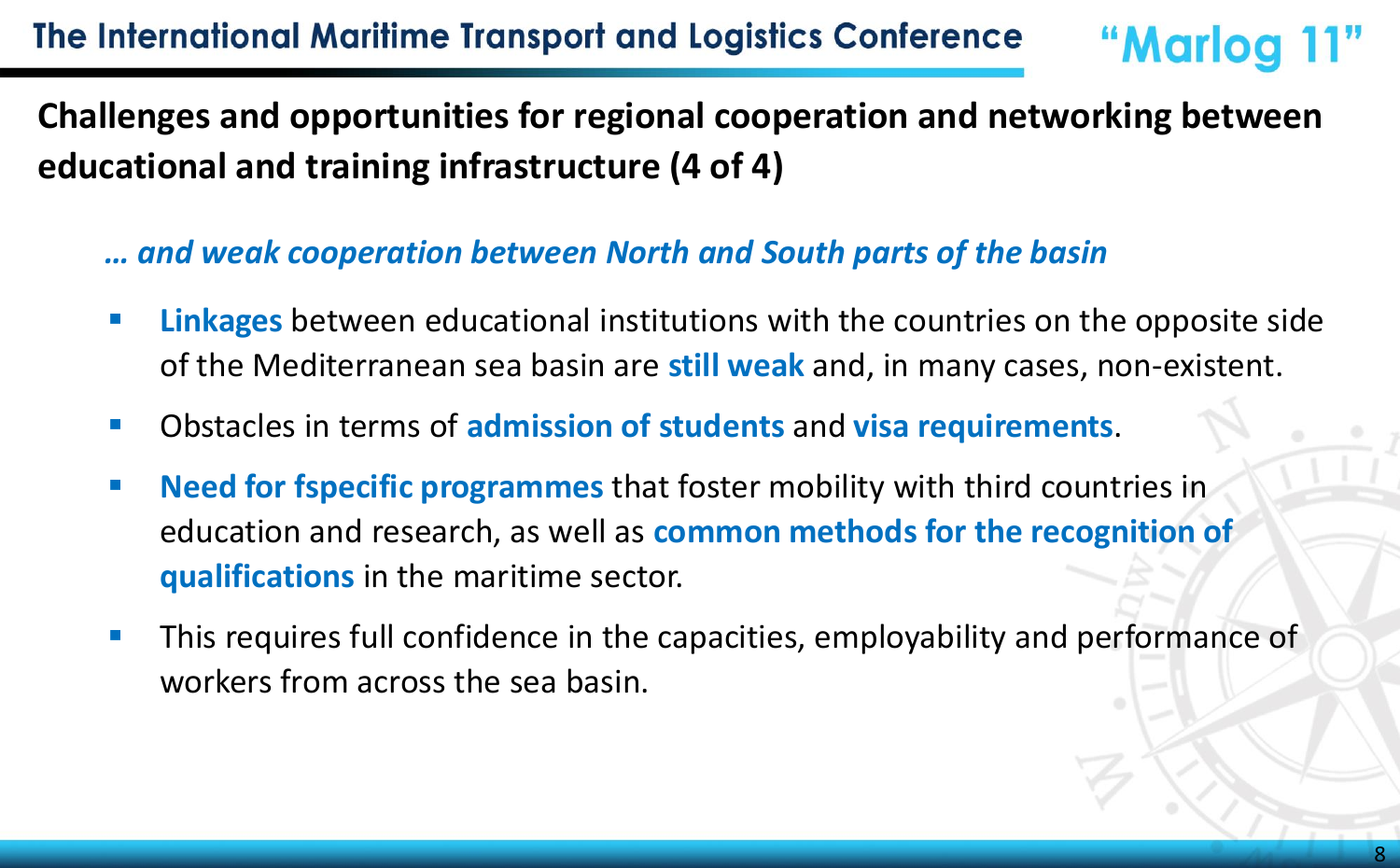## Challenges and opportunities for regional cooperation and networking between educational and training infrastructure (4 of 4)

***… and weak cooperation between North and South parts of the basin***

- **Linkages** between educational institutions with the countries on the opposite side of the Mediterranean sea basin are **still weak** and, in many cases, non-existent.
- Obstacles in terms of **admission of students** and **visa requirements**.
- **Need for fspecific programmes** that foster mobility with third countries in education and research, as well as **common methods for the recognition of qualifications** in the maritime sector.
- This requires full confidence in the capacities, employability and performance of workers from across the sea basin.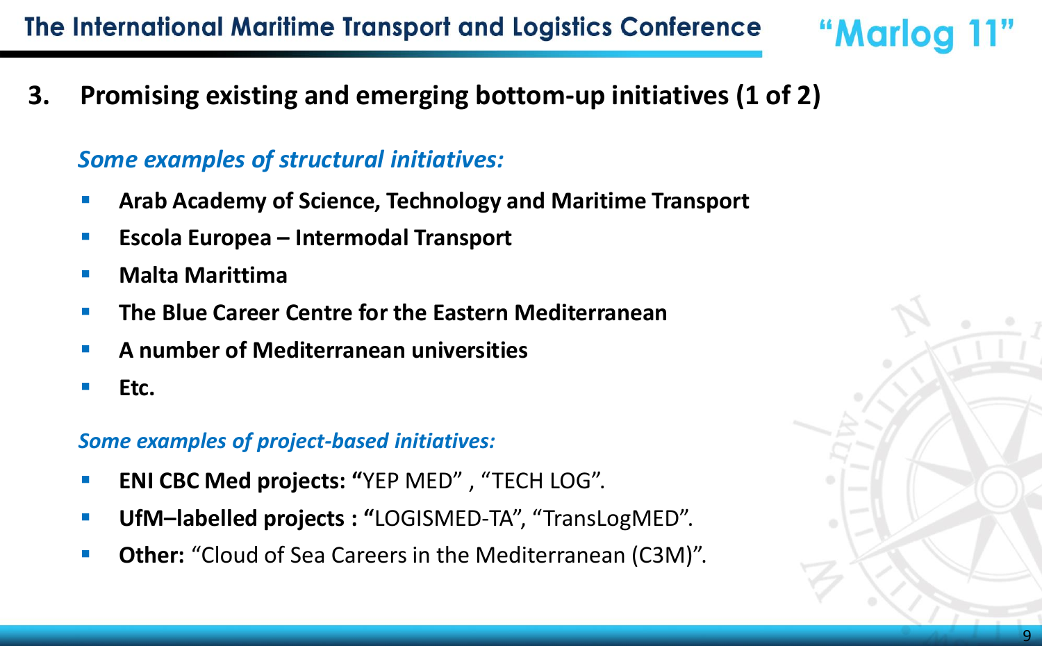## 3. Promising existing and emerging bottom-up initiatives (1 of 2)

***Some examples of structural initiatives:***

- **Arab Academy of Science, Technology and Maritime Transport**
- **Escola Europea – Intermodal Transport**
- **Malta Marittima**
- **The Blue Career Centre for the Eastern Mediterranean**
- **A number of Mediterranean universities**
- **Etc.**

***Some examples of project-based initiatives:***

- **ENI CBC Med projects: "**YEP MED" , "TECH LOG".
- **UfM–labelled projects : "**LOGISMED-TA", "TransLogMED".
- **Other:** "Cloud of Sea Careers in the Mediterranean (C3M)".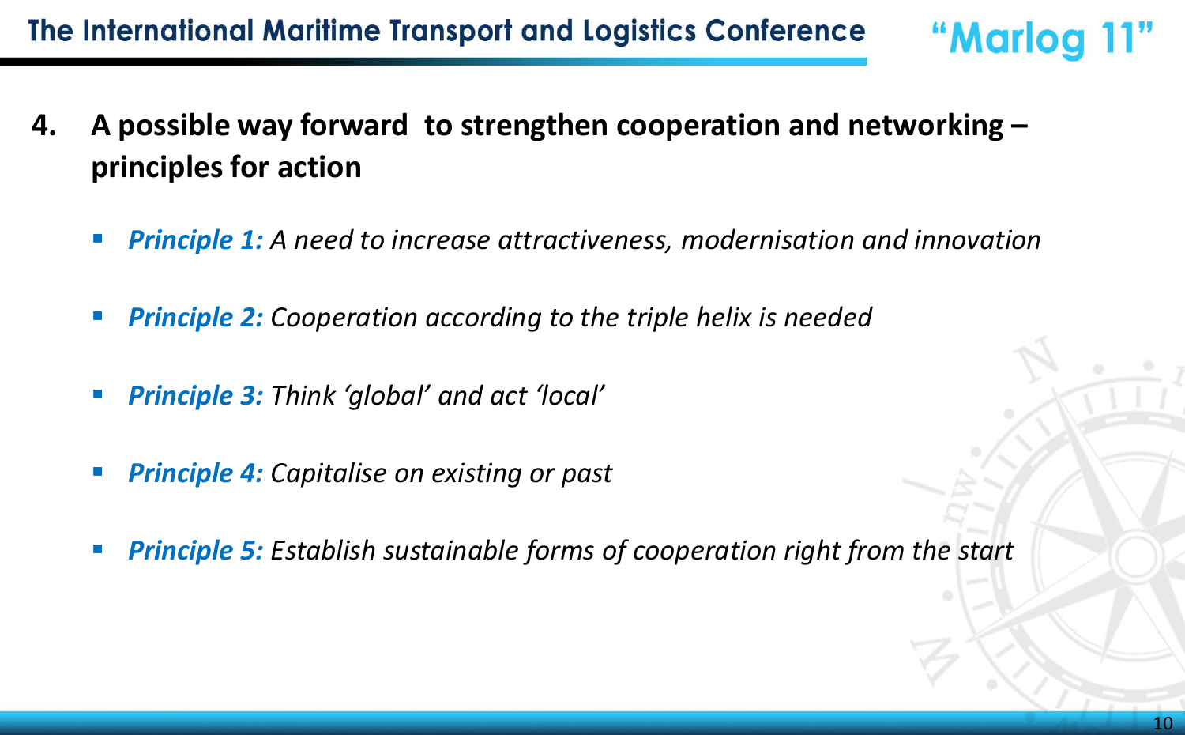## 4. A possible way forward to strengthen cooperation and networking – principles for action

- ***Principle 1:*** *A need to increase attractiveness, modernisation and innovation*
- ***Principle 2:*** *Cooperation according to the triple helix is needed*
- ***Principle 3:*** *Think 'global' and act 'local'*
- ***Principle 4:*** *Capitalise on existing or past*
- ***Principle 5:*** *Establish sustainable forms of cooperation right from the start*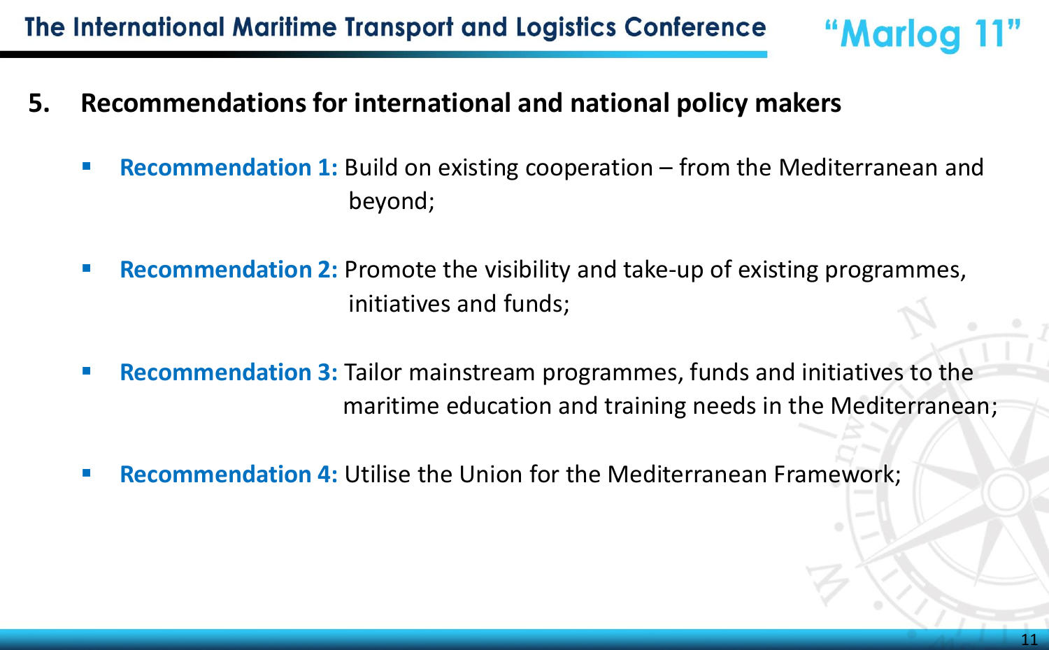## 5. Recommendations for international and national policy makers

- **Recommendation 1:** Build on existing cooperation – from the Mediterranean and beyond;
- **Recommendation 2:** Promote the visibility and take-up of existing programmes, initiatives and funds;
- **Recommendation 3:** Tailor mainstream programmes, funds and initiatives to the maritime education and training needs in the Mediterranean;
- **Recommendation 4:** Utilise the Union for the Mediterranean Framework;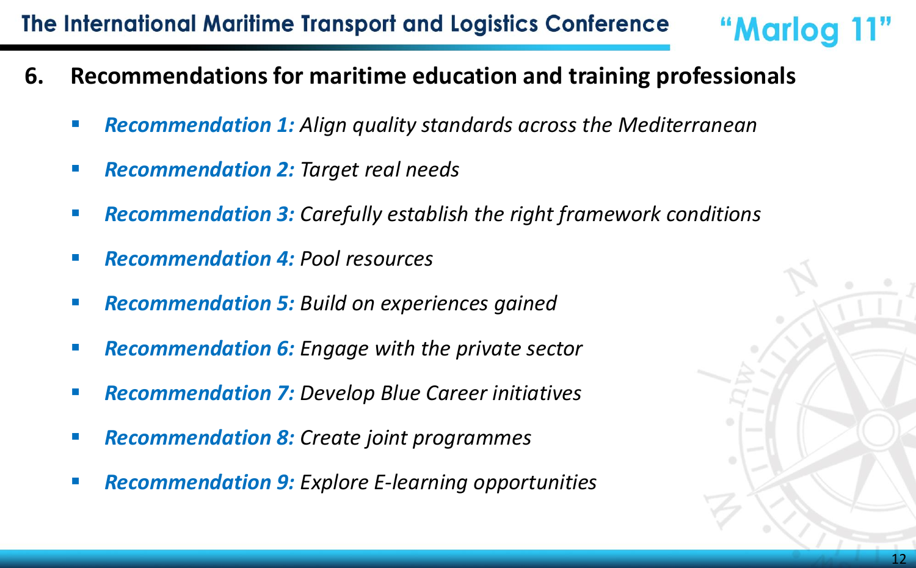## 6. Recommendations for maritime education and training professionals

- ***Recommendation 1:*** *Align quality standards across the Mediterranean*
- ***Recommendation 2:*** *Target real needs*
- ***Recommendation 3:*** *Carefully establish the right framework conditions*
- ***Recommendation 4:*** *Pool resources*
- ***Recommendation 5:*** *Build on experiences gained*
- ***Recommendation 6:*** *Engage with the private sector*
- ***Recommendation 7:*** *Develop Blue Career initiatives*
- ***Recommendation 8:*** *Create joint programmes*
- ***Recommendation 9:*** *Explore E-learning opportunities*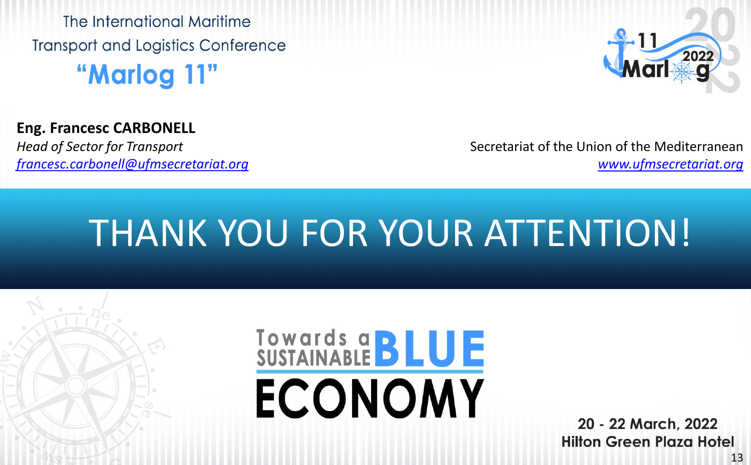The International Maritime Transport and Logistics Conference

# "Marlog 11"

**Eng. Francesc CARBONELL**
*Head of Sector for Transport*
*francesc.carbonell@ufmsecretariat.org*

Secretariat of the Union of the Mediterranean
www.ufmsecretariat.org

# THANK YOU FOR YOUR ATTENTION!

Towards a SUSTAINABLE BLUE ECONOMY

20 - 22 March, 2022
Hilton Green Plaza Hotel